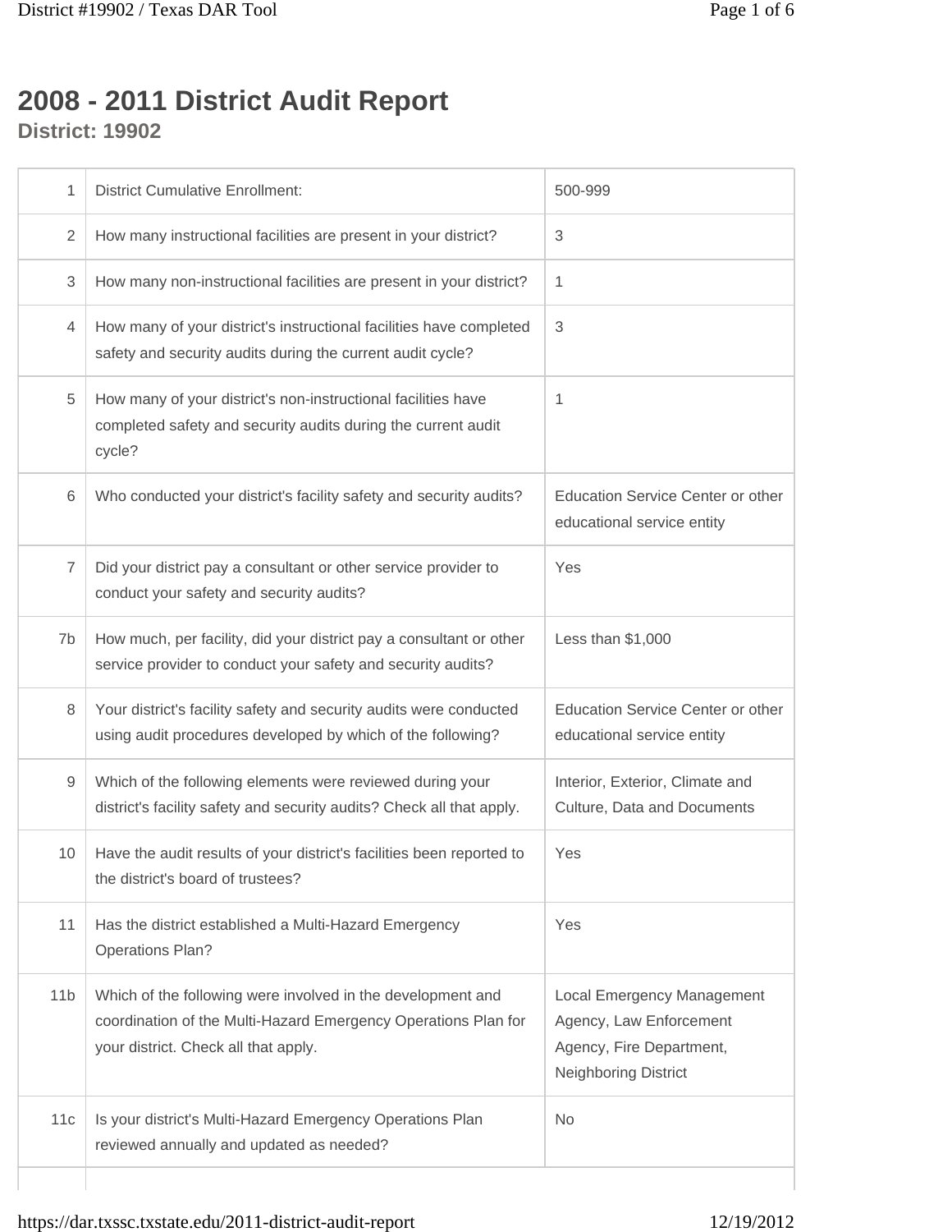# 2008 - 2011 District Audit Report

**District: 19902**

| | | |
|---|---|---|
| 1 | District Cumulative Enrollment: | 500-999 |
| 2 | How many instructional facilities are present in your district? | 3 |
| 3 | How many non-instructional facilities are present in your district? | 1 |
| 4 | How many of your district's instructional facilities have completed safety and security audits during the current audit cycle? | 3 |
| 5 | How many of your district's non-instructional facilities have completed safety and security audits during the current audit cycle? | 1 |
| 6 | Who conducted your district's facility safety and security audits? | Education Service Center or other educational service entity |
| 7 | Did your district pay a consultant or other service provider to conduct your safety and security audits? | Yes |
| 7b | How much, per facility, did your district pay a consultant or other service provider to conduct your safety and security audits? | Less than $1,000 |
| 8 | Your district's facility safety and security audits were conducted using audit procedures developed by which of the following? | Education Service Center or other educational service entity |
| 9 | Which of the following elements were reviewed during your district's facility safety and security audits? Check all that apply. | Interior, Exterior, Climate and Culture, Data and Documents |
| 10 | Have the audit results of your district's facilities been reported to the district's board of trustees? | Yes |
| 11 | Has the district established a Multi-Hazard Emergency Operations Plan? | Yes |
| 11b | Which of the following were involved in the development and coordination of the Multi-Hazard Emergency Operations Plan for your district. Check all that apply. | Local Emergency Management Agency, Law Enforcement Agency, Fire Department, Neighboring District |
| 11c | Is your district's Multi-Hazard Emergency Operations Plan reviewed annually and updated as needed? | No |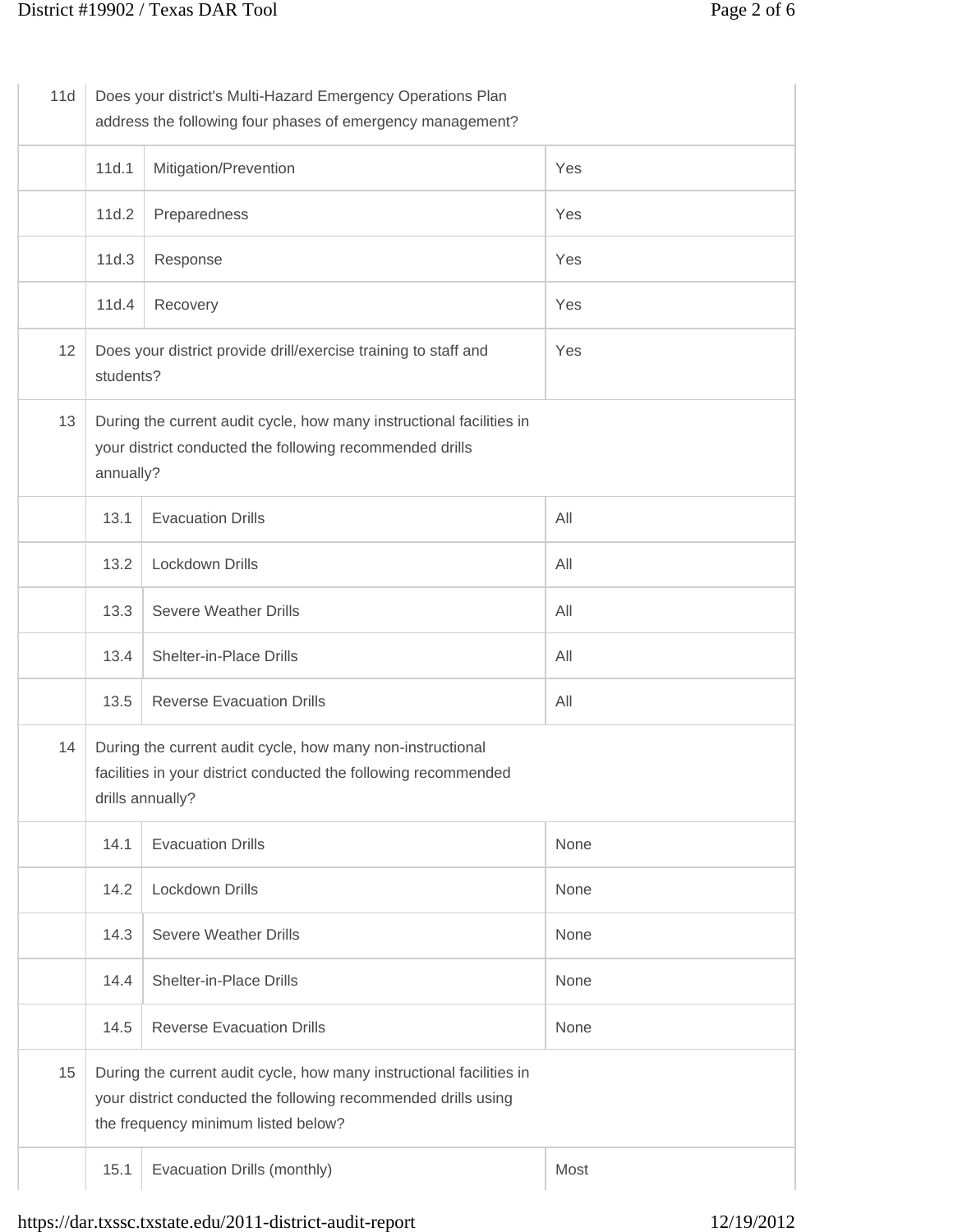| | | | |
|---|---|---|---|
| 11d | Does your district's Multi-Hazard Emergency Operations Plan address the following four phases of emergency management? | | |
| | 11d.1 | Mitigation/Prevention | Yes |
| | 11d.2 | Preparedness | Yes |
| | 11d.3 | Response | Yes |
| | 11d.4 | Recovery | Yes |
| 12 | Does your district provide drill/exercise training to staff and students? | | Yes |
| 13 | During the current audit cycle, how many instructional facilities in your district conducted the following recommended drills annually? | | |
| | 13.1 | Evacuation Drills | All |
| | 13.2 | Lockdown Drills | All |
| | 13.3 | Severe Weather Drills | All |
| | 13.4 | Shelter-in-Place Drills | All |
| | 13.5 | Reverse Evacuation Drills | All |
| 14 | During the current audit cycle, how many non-instructional facilities in your district conducted the following recommended drills annually? | | |
| | 14.1 | Evacuation Drills | None |
| | 14.2 | Lockdown Drills | None |
| | 14.3 | Severe Weather Drills | None |
| | 14.4 | Shelter-in-Place Drills | None |
| | 14.5 | Reverse Evacuation Drills | None |
| 15 | During the current audit cycle, how many instructional facilities in your district conducted the following recommended drills using the frequency minimum listed below? | | |
| | 15.1 | Evacuation Drills (monthly) | Most |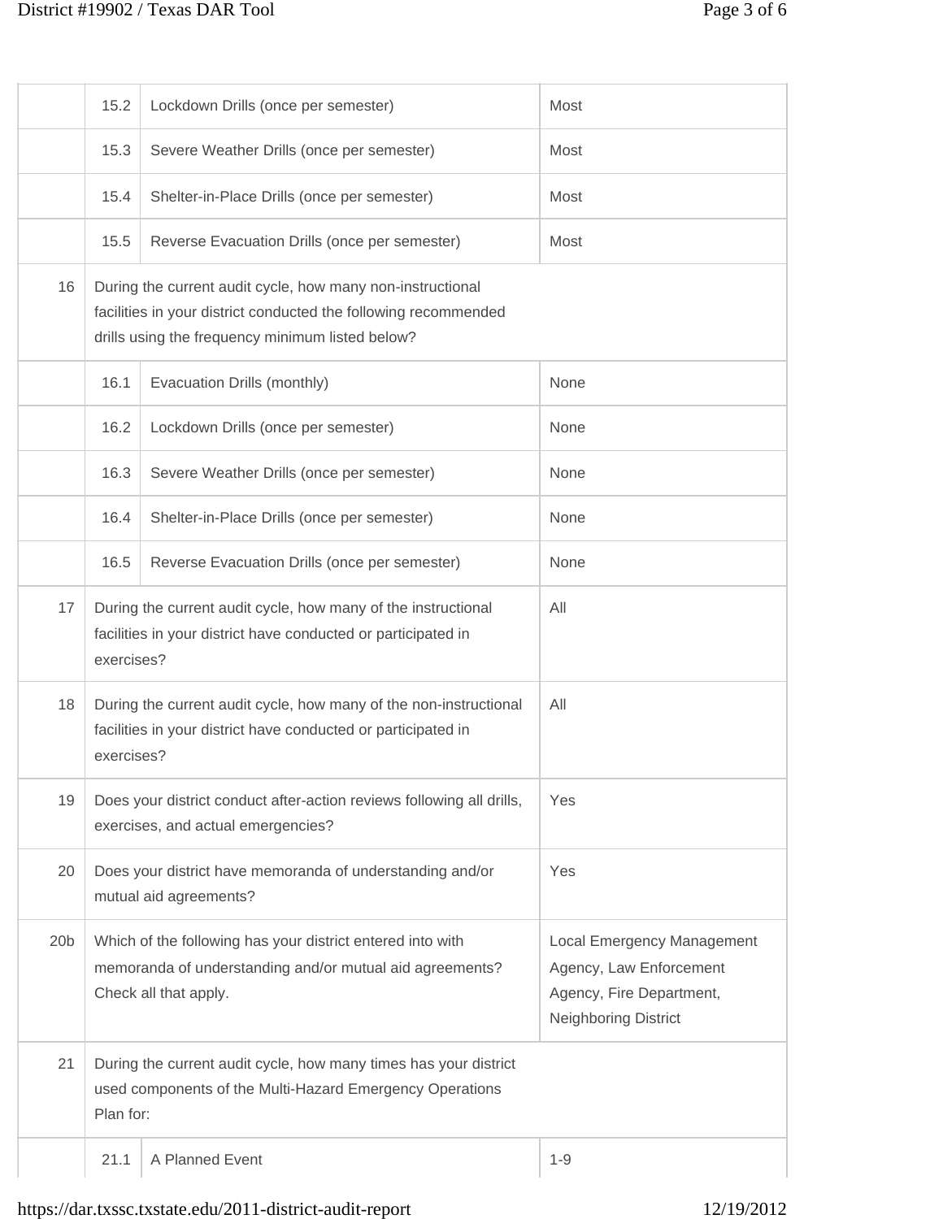| | | | |
|---|---|---|---|
| | 15.2 | Lockdown Drills (once per semester) | Most |
| | 15.3 | Severe Weather Drills (once per semester) | Most |
| | 15.4 | Shelter-in-Place Drills (once per semester) | Most |
| | 15.5 | Reverse Evacuation Drills (once per semester) | Most |
| 16 | During the current audit cycle, how many non-instructional facilities in your district conducted the following recommended drills using the frequency minimum listed below? | | |
| | 16.1 | Evacuation Drills (monthly) | None |
| | 16.2 | Lockdown Drills (once per semester) | None |
| | 16.3 | Severe Weather Drills (once per semester) | None |
| | 16.4 | Shelter-in-Place Drills (once per semester) | None |
| | 16.5 | Reverse Evacuation Drills (once per semester) | None |
| 17 | During the current audit cycle, how many of the instructional facilities in your district have conducted or participated in exercises? | | All |
| 18 | During the current audit cycle, how many of the non-instructional facilities in your district have conducted or participated in exercises? | | All |
| 19 | Does your district conduct after-action reviews following all drills, exercises, and actual emergencies? | | Yes |
| 20 | Does your district have memoranda of understanding and/or mutual aid agreements? | | Yes |
| 20b | Which of the following has your district entered into with memoranda of understanding and/or mutual aid agreements? Check all that apply. | | Local Emergency Management Agency, Law Enforcement Agency, Fire Department, Neighboring District |
| 21 | During the current audit cycle, how many times has your district used components of the Multi-Hazard Emergency Operations Plan for: | | |
| | 21.1 | A Planned Event | 1-9 |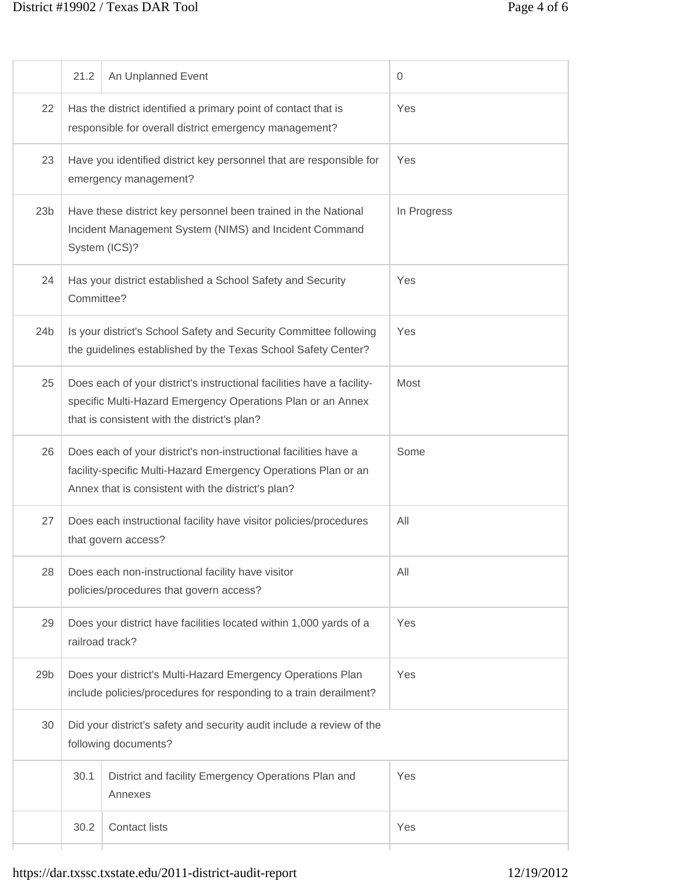|  |  |  |  |
| --- | --- | --- | --- |
|  | 21.2 | An Unplanned Event | 0 |
| 22 | Has the district identified a primary point of contact that is responsible for overall district emergency management? | | Yes |
| 23 | Have you identified district key personnel that are responsible for emergency management? | | Yes |
| 23b | Have these district key personnel been trained in the National Incident Management System (NIMS) and Incident Command System (ICS)? | | In Progress |
| 24 | Has your district established a School Safety and Security Committee? | | Yes |
| 24b | Is your district's School Safety and Security Committee following the guidelines established by the Texas School Safety Center? | | Yes |
| 25 | Does each of your district's instructional facilities have a facility-specific Multi-Hazard Emergency Operations Plan or an Annex that is consistent with the district's plan? | | Most |
| 26 | Does each of your district's non-instructional facilities have a facility-specific Multi-Hazard Emergency Operations Plan or an Annex that is consistent with the district's plan? | | Some |
| 27 | Does each instructional facility have visitor policies/procedures that govern access? | | All |
| 28 | Does each non-instructional facility have visitor policies/procedures that govern access? | | All |
| 29 | Does your district have facilities located within 1,000 yards of a railroad track? | | Yes |
| 29b | Does your district's Multi-Hazard Emergency Operations Plan include policies/procedures for responding to a train derailment? | | Yes |
| 30 | Did your district's safety and security audit include a review of the following documents? | | |
|  | 30.1 | District and facility Emergency Operations Plan and Annexes | Yes |
|  | 30.2 | Contact lists | Yes |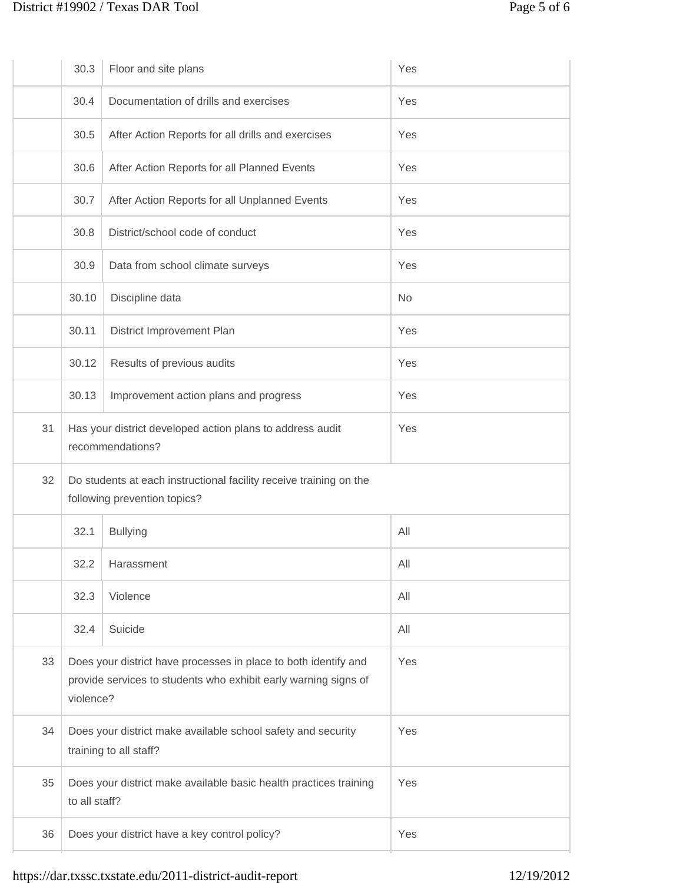|  |  |  |  |
|---|---|---|---|
|  | 30.3 | Floor and site plans | Yes |
|  | 30.4 | Documentation of drills and exercises | Yes |
|  | 30.5 | After Action Reports for all drills and exercises | Yes |
|  | 30.6 | After Action Reports for all Planned Events | Yes |
|  | 30.7 | After Action Reports for all Unplanned Events | Yes |
|  | 30.8 | District/school code of conduct | Yes |
|  | 30.9 | Data from school climate surveys | Yes |
|  | 30.10 | Discipline data | No |
|  | 30.11 | District Improvement Plan | Yes |
|  | 30.12 | Results of previous audits | Yes |
|  | 30.13 | Improvement action plans and progress | Yes |
| 31 | Has your district developed action plans to address audit recommendations? |  | Yes |
| 32 | Do students at each instructional facility receive training on the following prevention topics? |  |  |
|  | 32.1 | Bullying | All |
|  | 32.2 | Harassment | All |
|  | 32.3 | Violence | All |
|  | 32.4 | Suicide | All |
| 33 | Does your district have processes in place to both identify and provide services to students who exhibit early warning signs of violence? |  | Yes |
| 34 | Does your district make available school safety and security training to all staff? |  | Yes |
| 35 | Does your district make available basic health practices training to all staff? |  | Yes |
| 36 | Does your district have a key control policy? |  | Yes |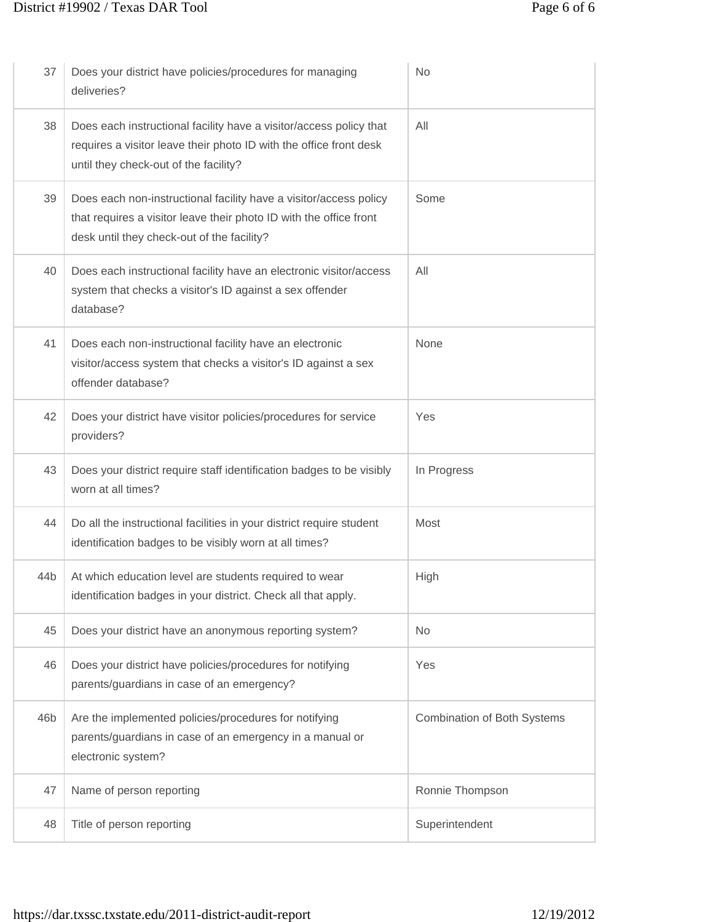| | | |
|---|---|---|
| 37 | Does your district have policies/procedures for managing deliveries? | No |
| 38 | Does each instructional facility have a visitor/access policy that requires a visitor leave their photo ID with the office front desk until they check-out of the facility? | All |
| 39 | Does each non-instructional facility have a visitor/access policy that requires a visitor leave their photo ID with the office front desk until they check-out of the facility? | Some |
| 40 | Does each instructional facility have an electronic visitor/access system that checks a visitor's ID against a sex offender database? | All |
| 41 | Does each non-instructional facility have an electronic visitor/access system that checks a visitor's ID against a sex offender database? | None |
| 42 | Does your district have visitor policies/procedures for service providers? | Yes |
| 43 | Does your district require staff identification badges to be visibly worn at all times? | In Progress |
| 44 | Do all the instructional facilities in your district require student identification badges to be visibly worn at all times? | Most |
| 44b | At which education level are students required to wear identification badges in your district. Check all that apply. | High |
| 45 | Does your district have an anonymous reporting system? | No |
| 46 | Does your district have policies/procedures for notifying parents/guardians in case of an emergency? | Yes |
| 46b | Are the implemented policies/procedures for notifying parents/guardians in case of an emergency in a manual or electronic system? | Combination of Both Systems |
| 47 | Name of person reporting | Ronnie Thompson |
| 48 | Title of person reporting | Superintendent |